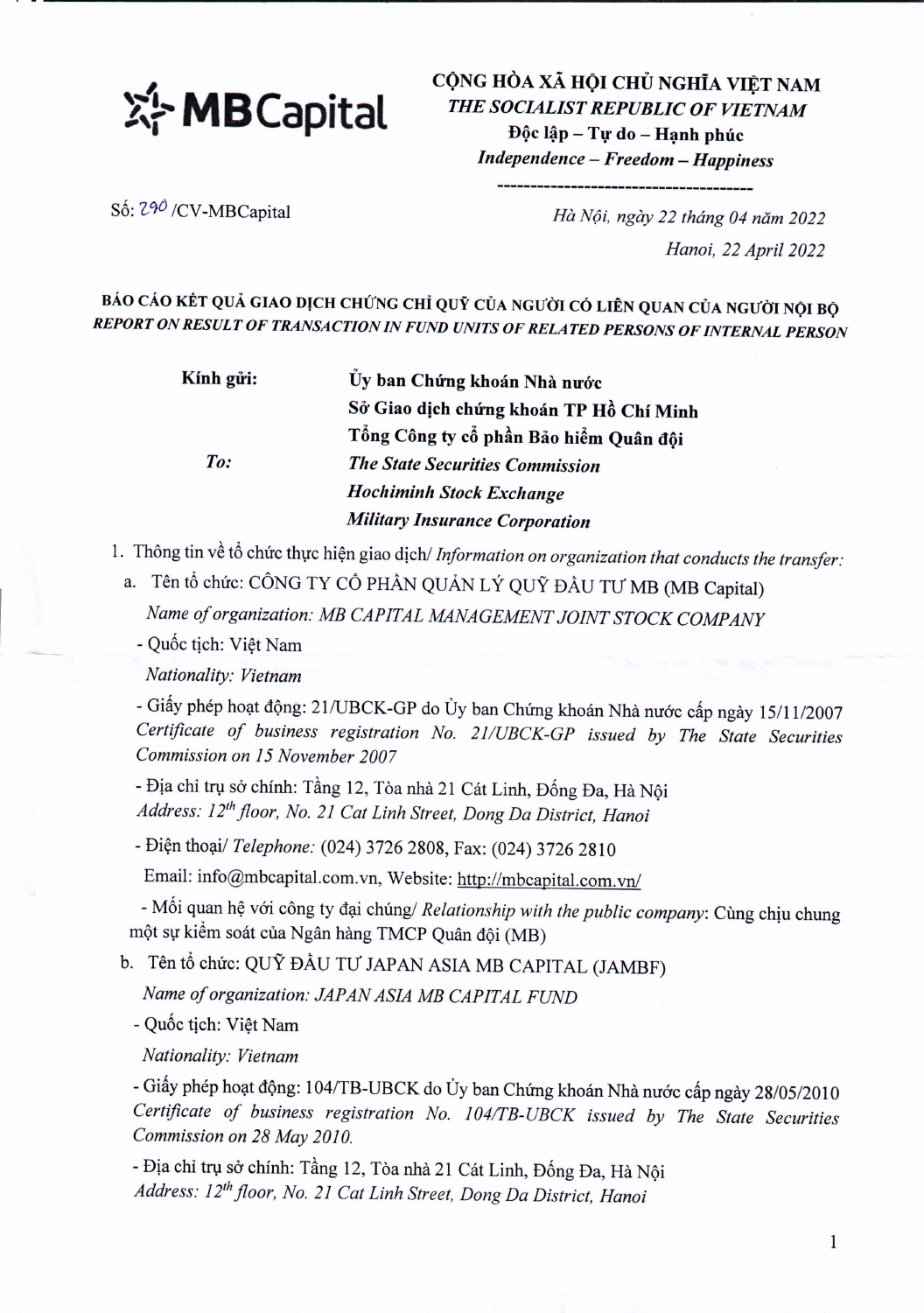MB Capital

**CỘNG HÒA XÃ HỘI CHỦ NGHĨA VIỆT NAM**
***THE SOCIALIST REPUBLIC OF VIETNAM***
**Độc lập – Tự do – Hạnh phúc**
***Independence – Freedom – Happiness***

Số: 290 /CV-MBCapital

*Hà Nội, ngày 22 tháng 04 năm 2022*
*Hanoi, 22 April 2022*

**BÁO CÁO KẾT QUẢ GIAO DỊCH CHỨNG CHỈ QUỸ CỦA NGƯỜI CÓ LIÊN QUAN CỦA NGƯỜI NỘI BỘ**
***REPORT ON RESULT OF TRANSACTION IN FUND UNITS OF RELATED PERSONS OF INTERNAL PERSON***

**Kính gửi:** **Ủy ban Chứng khoán Nhà nước**
**Sở Giao dịch chứng khoán TP Hồ Chí Minh**
**Tổng Công ty cổ phần Bảo hiểm Quân đội**

***To:*** ***The State Securities Commission***
***Hochiminh Stock Exchange***
***Military Insurance Corporation***

1. Thông tin về tổ chức thực hiện giao dịch/ *Information on organization that conducts the transfer:*
   a. Tên tổ chức: CÔNG TY CỔ PHẦN QUẢN LÝ QUỸ ĐẦU TƯ MB (MB Capital)
      *Name of organization: MB CAPITAL MANAGEMENT JOINT STOCK COMPANY*
      - Quốc tịch: Việt Nam
        *Nationality: Vietnam*
      - Giấy phép hoạt động: 21/UBCK-GP do Ủy ban Chứng khoán Nhà nước cấp ngày 15/11/2007
        *Certificate of business registration No. 21/UBCK-GP issued by The State Securities Commission on 15 November 2007*
      - Địa chỉ trụ sở chính: Tầng 12, Tòa nhà 21 Cát Linh, Đống Đa, Hà Nội
        *Address: 12th floor, No. 21 Cat Linh Street, Dong Da District, Hanoi*
      - Điện thoại/ *Telephone:* (024) 3726 2808, Fax: (024) 3726 2810
        Email: info@mbcapital.com.vn, Website: http://mbcapital.com.vn/
      - Mối quan hệ với công ty đại chúng/ *Relationship with the public company*: Cùng chịu chung một sự kiểm soát của Ngân hàng TMCP Quân đội (MB)
   b. Tên tổ chức: QUỸ ĐẦU TƯ JAPAN ASIA MB CAPITAL (JAMBF)
      *Name of organization: JAPAN ASIA MB CAPITAL FUND*
      - Quốc tịch: Việt Nam
        *Nationality: Vietnam*
      - Giấy phép hoạt động: 104/TB-UBCK do Ủy ban Chứng khoán Nhà nước cấp ngày 28/05/2010
        *Certificate of business registration No. 104/TB-UBCK issued by The State Securities Commission on 28 May 2010.*
      - Địa chỉ trụ sở chính: Tầng 12, Tòa nhà 21 Cát Linh, Đống Đa, Hà Nội
        *Address: 12th floor, No. 21 Cat Linh Street, Dong Da District, Hanoi*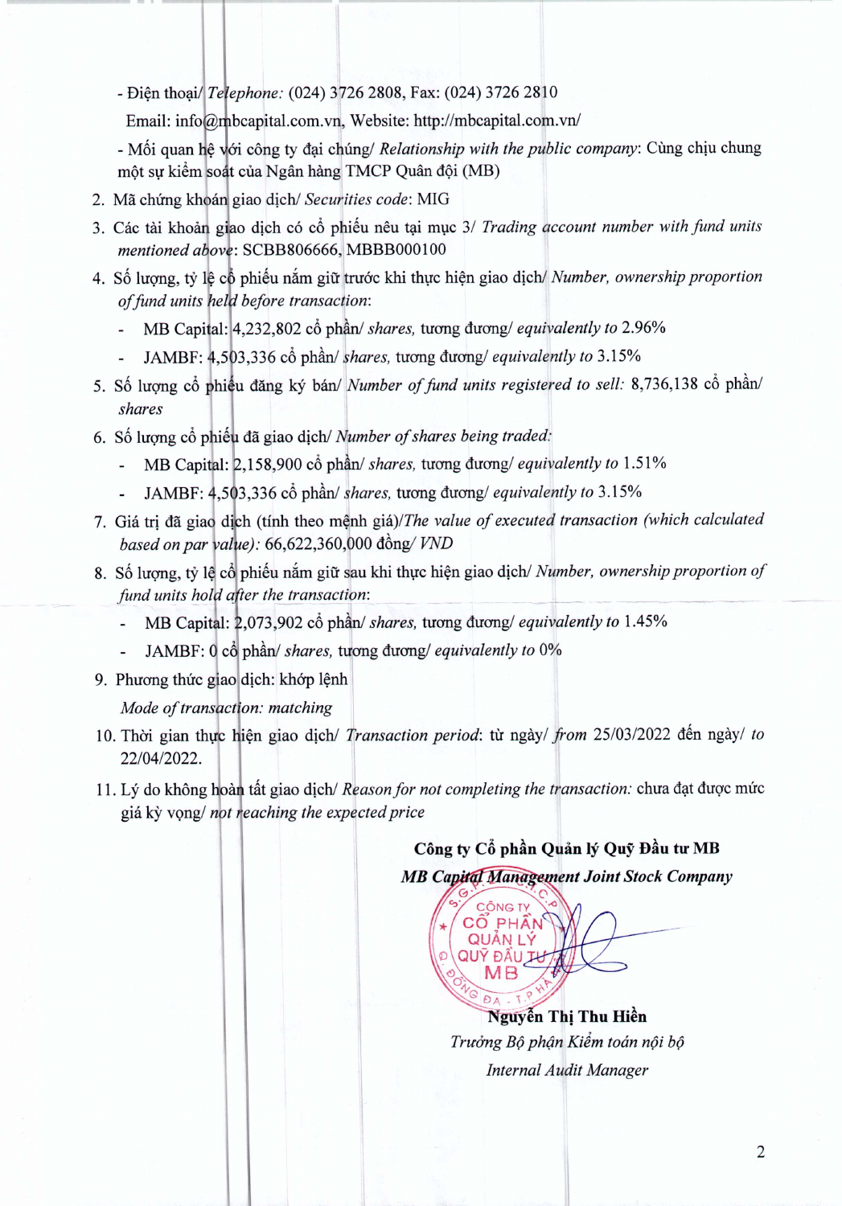- Điện thoại/ *Telephone:* (024) 3726 2808, Fax: (024) 3726 2810

  Email: info@mbcapital.com.vn, Website: http://mbcapital.com.vn/

- Mối quan hệ với công ty đại chúng/ *Relationship with the public company*: Cùng chịu chung một sự kiểm soát của Ngân hàng TMCP Quân đội (MB)

2. Mã chứng khoán giao dịch/ *Securities code*: MIG
3. Các tài khoản giao dịch có cổ phiếu nêu tại mục 3/ *Trading account number with fund units mentioned above*: SCBB806666, MBBB000100
4. Số lượng, tỷ lệ cổ phiếu nắm giữ trước khi thực hiện giao dịch/ *Number, ownership proportion of fund units held before transaction*:
   - MB Capital: 4,232,802 cổ phần/ *shares,* tương đương/ *equivalently to* 2.96%
   - JAMBF: 4,503,336 cổ phần/ *shares,* tương đương/ *equivalently to* 3.15%
5. Số lượng cổ phiếu đăng ký bán/ *Number of fund units registered to sell:* 8,736,138 cổ phần/ *shares*
6. Số lượng cổ phiếu đã giao dịch/ *Number of shares being traded:*
   - MB Capital: 2,158,900 cổ phần/ *shares,* tương đương/ *equivalently to* 1.51%
   - JAMBF: 4,503,336 cổ phần/ *shares,* tương đương/ *equivalently to* 3.15%
7. Giá trị đã giao dịch (tính theo mệnh giá)/*The value of executed transaction (which calculated based on par value):* 66,622,360,000 đồng/ *VND*
8. Số lượng, tỷ lệ cổ phiếu nắm giữ sau khi thực hiện giao dịch/ *Number, ownership proportion of fund units hold after the transaction*:
   - MB Capital: 2,073,902 cổ phần/ *shares,* tương đương/ *equivalently to* 1.45%
   - JAMBF: 0 cổ phần/ *shares,* tương đương/ *equivalently to* 0%
9. Phương thức giao dịch: khớp lệnh

   *Mode of transaction: matching*
10. Thời gian thực hiện giao dịch/ *Transaction period*: từ ngày/ *from* 25/03/2022 đến ngày/ *to* 22/04/2022.
11. Lý do không hoàn tất giao dịch/ *Reason for not completing the transaction:* chưa đạt được mức giá kỳ vọng/ *not reaching the expected price*

**Công ty Cổ phần Quản lý Quỹ Đầu tư MB**

***MB Capital Management Joint Stock Company***

CÔNG TY CỔ PHẦN QUẢN LÝ QUỸ ĐẦU TƯ MB

**Nguyễn Thị Thu Hiền**

*Trưởng Bộ phận Kiểm toán nội bộ*

*Internal Audit Manager*